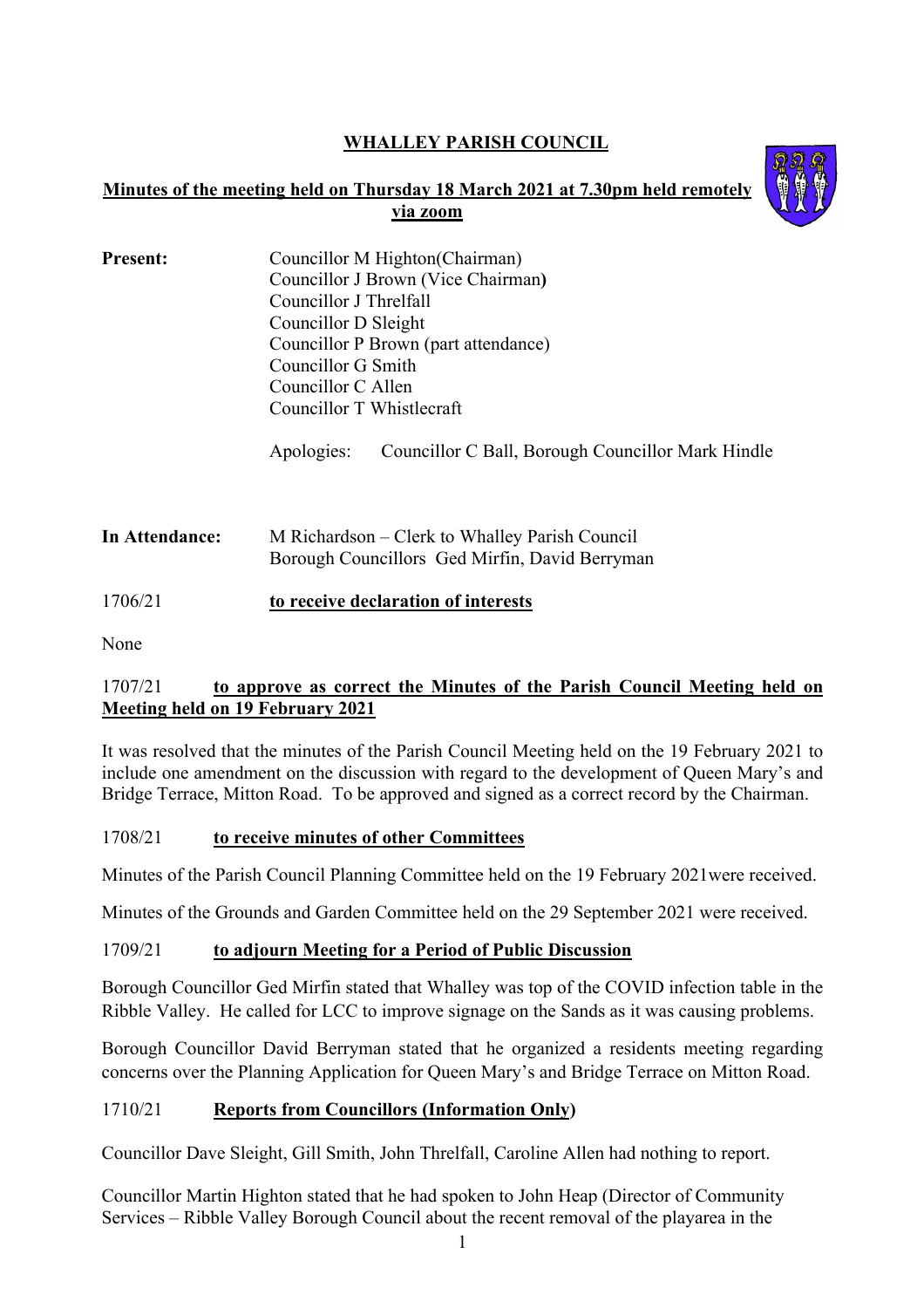# WHALLEY PARISH COUNCIL

## Minutes of the meeting held on Thursday 18 March 2021 at 7.30pm held remotely via zoom

**Present:**

Councillor M Highton(Chairman)
Councillor J Brown (Vice Chairman**)**
Councillor J Threlfall
Councillor D Sleight
Councillor P Brown (part attendance)
Councillor G Smith
Councillor C Allen
Councillor T Whistlecraft

Apologies: Councillor C Ball, Borough Councillor Mark Hindle

**In Attendance:**

M Richardson – Clerk to Whalley Parish Council
Borough Councillors Ged Mirfin, David Berryman

### 1706/21 to receive declaration of interests

None

### 1707/21 to approve as correct the Minutes of the Parish Council Meeting held on Meeting held on 19 February 2021

It was resolved that the minutes of the Parish Council Meeting held on the 19 February 2021 to include one amendment on the discussion with regard to the development of Queen Mary's and Bridge Terrace, Mitton Road. To be approved and signed as a correct record by the Chairman.

### 1708/21 to receive minutes of other Committees

Minutes of the Parish Council Planning Committee held on the 19 February 2021were received.

Minutes of the Grounds and Garden Committee held on the 29 September 2021 were received.

### 1709/21 to adjourn Meeting for a Period of Public Discussion

Borough Councillor Ged Mirfin stated that Whalley was top of the COVID infection table in the Ribble Valley. He called for LCC to improve signage on the Sands as it was causing problems.

Borough Councillor David Berryman stated that he organized a residents meeting regarding concerns over the Planning Application for Queen Mary's and Bridge Terrace on Mitton Road.

### 1710/21 Reports from Councillors (Information Only)

Councillor Dave Sleight, Gill Smith, John Threlfall, Caroline Allen had nothing to report.

Councillor Martin Highton stated that he had spoken to John Heap (Director of Community Services – Ribble Valley Borough Council about the recent removal of the playarea in the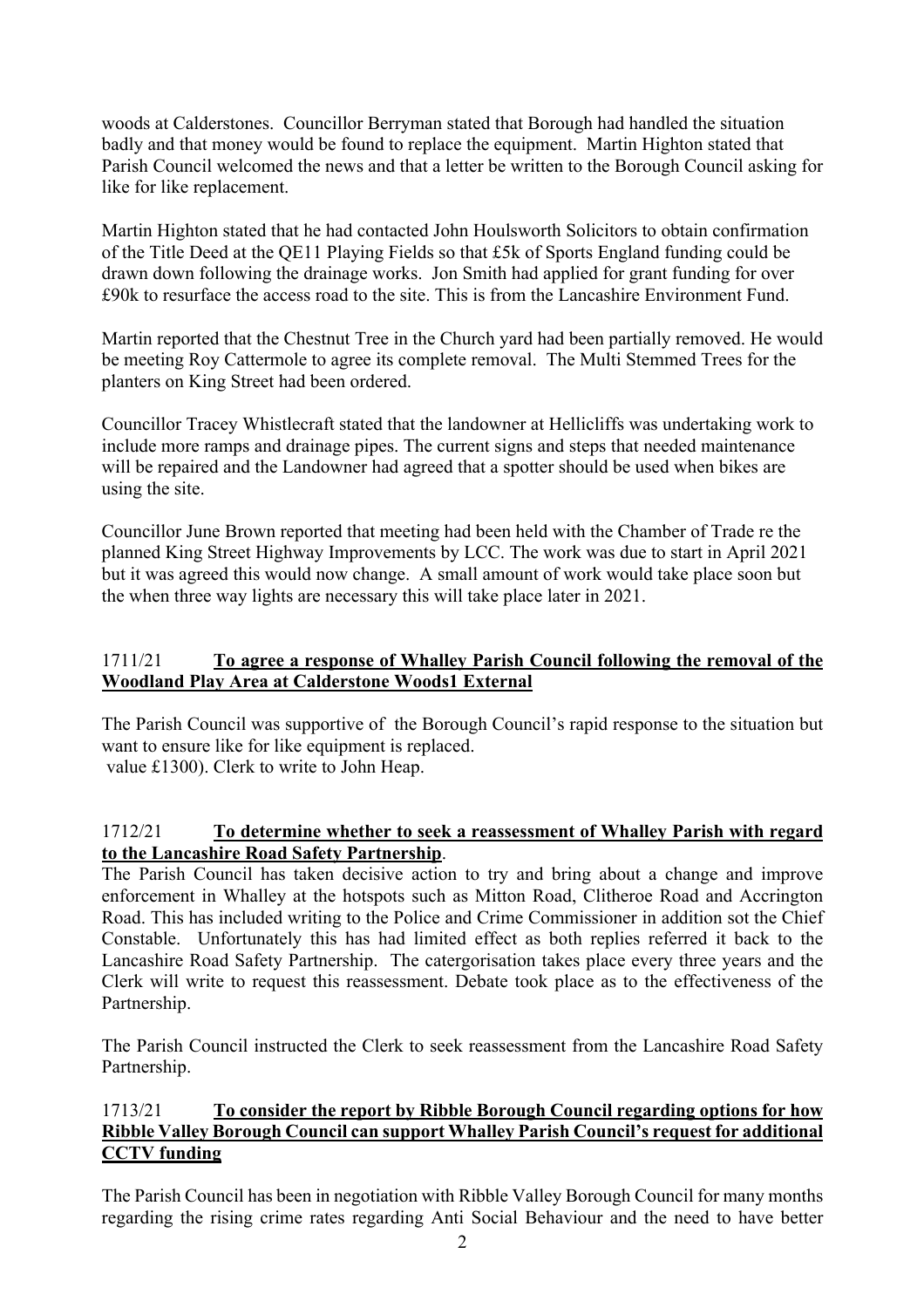woods at Calderstones. Councillor Berryman stated that Borough had handled the situation badly and that money would be found to replace the equipment. Martin Highton stated that Parish Council welcomed the news and that a letter be written to the Borough Council asking for like for like replacement.

Martin Highton stated that he had contacted John Houlsworth Solicitors to obtain confirmation of the Title Deed at the QE11 Playing Fields so that £5k of Sports England funding could be drawn down following the drainage works. Jon Smith had applied for grant funding for over £90k to resurface the access road to the site. This is from the Lancashire Environment Fund.

Martin reported that the Chestnut Tree in the Church yard had been partially removed. He would be meeting Roy Cattermole to agree its complete removal. The Multi Stemmed Trees for the planters on King Street had been ordered.

Councillor Tracey Whistlecraft stated that the landowner at Hellicliffs was undertaking work to include more ramps and drainage pipes. The current signs and steps that needed maintenance will be repaired and the Landowner had agreed that a spotter should be used when bikes are using the site.

Councillor June Brown reported that meeting had been held with the Chamber of Trade re the planned King Street Highway Improvements by LCC. The work was due to start in April 2021 but it was agreed this would now change. A small amount of work would take place soon but the when three way lights are necessary this will take place later in 2021.

## 1711/21 **<u>To agree a response of Whalley Parish Council following the removal of the Woodland Play Area at Calderstone Woods1 External</u>**

The Parish Council was supportive of the Borough Council's rapid response to the situation but want to ensure like for like equipment is replaced.
value £1300). Clerk to write to John Heap.

## 1712/21 **<u>To determine whether to seek a reassessment of Whalley Parish with regard to the Lancashire Road Safety Partnership</u>**.

The Parish Council has taken decisive action to try and bring about a change and improve enforcement in Whalley at the hotspots such as Mitton Road, Clitheroe Road and Accrington Road. This has included writing to the Police and Crime Commissioner in addition sot the Chief Constable. Unfortunately this has had limited effect as both replies referred it back to the Lancashire Road Safety Partnership. The catergorisation takes place every three years and the Clerk will write to request this reassessment. Debate took place as to the effectiveness of the Partnership.

The Parish Council instructed the Clerk to seek reassessment from the Lancashire Road Safety Partnership.

## 1713/21 **<u>To consider the report by Ribble Borough Council regarding options for how Ribble Valley Borough Council can support Whalley Parish Council's request for additional CCTV funding</u>**

The Parish Council has been in negotiation with Ribble Valley Borough Council for many months regarding the rising crime rates regarding Anti Social Behaviour and the need to have better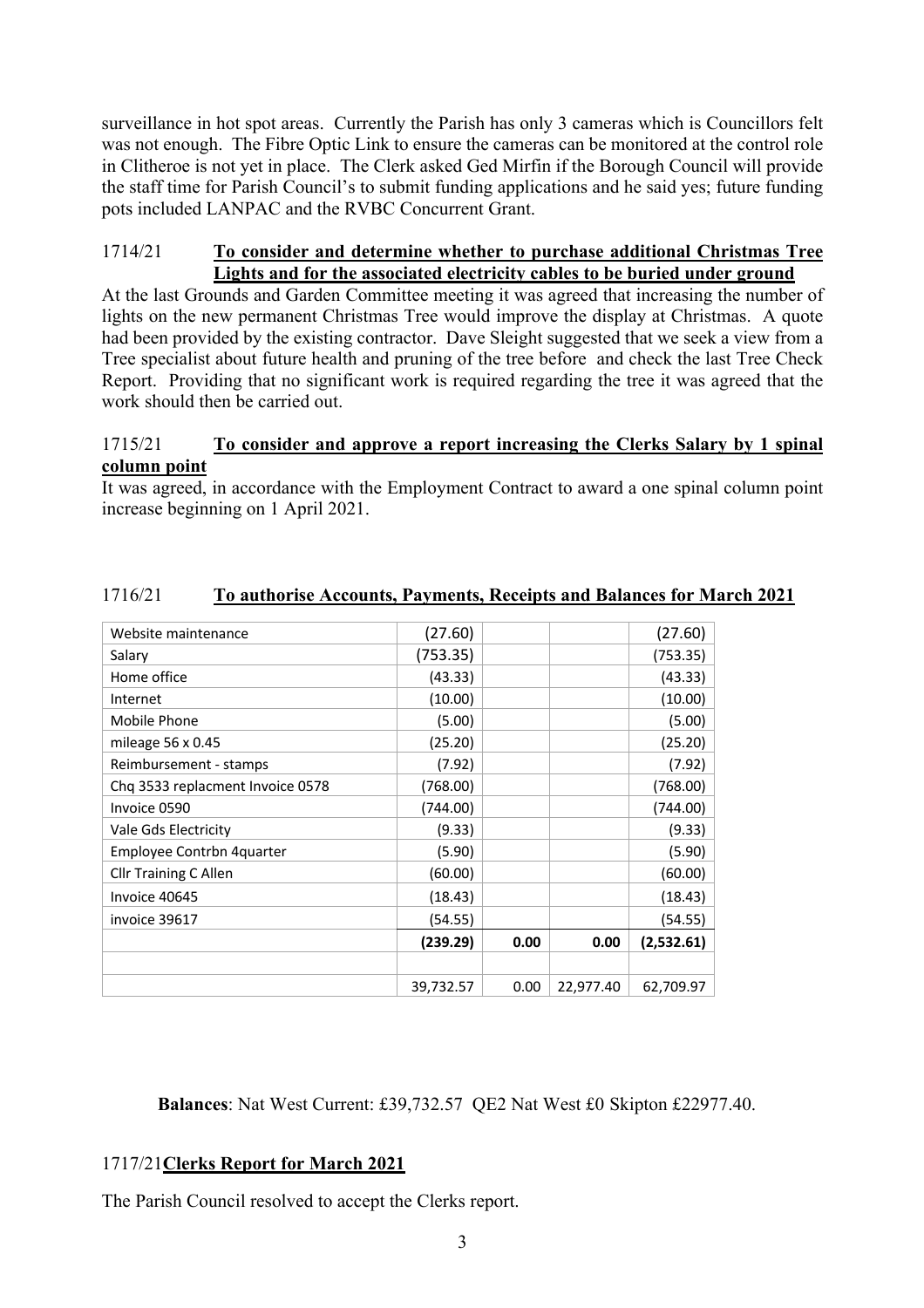surveillance in hot spot areas. Currently the Parish has only 3 cameras which is Councillors felt was not enough. The Fibre Optic Link to ensure the cameras can be monitored at the control role in Clitheroe is not yet in place. The Clerk asked Ged Mirfin if the Borough Council will provide the staff time for Parish Council's to submit funding applications and he said yes; future funding pots included LANPAC and the RVBC Concurrent Grant.

1714/21 **To consider and determine whether to purchase additional Christmas Tree Lights and for the associated electricity cables to be buried under ground**

At the last Grounds and Garden Committee meeting it was agreed that increasing the number of lights on the new permanent Christmas Tree would improve the display at Christmas. A quote had been provided by the existing contractor. Dave Sleight suggested that we seek a view from a Tree specialist about future health and pruning of the tree before and check the last Tree Check Report. Providing that no significant work is required regarding the tree it was agreed that the work should then be carried out.

1715/21 **To consider and approve a report increasing the Clerks Salary by 1 spinal column point**

It was agreed, in accordance with the Employment Contract to award a one spinal column point increase beginning on 1 April 2021.

1716/21 **To authorise Accounts, Payments, Receipts and Balances for March 2021**

| | | | | |
|---|---|---|---|---|
| Website maintenance | (27.60) | | | (27.60) |
| Salary | (753.35) | | | (753.35) |
| Home office | (43.33) | | | (43.33) |
| Internet | (10.00) | | | (10.00) |
| Mobile Phone | (5.00) | | | (5.00) |
| mileage 56 x 0.45 | (25.20) | | | (25.20) |
| Reimbursement - stamps | (7.92) | | | (7.92) |
| Chq 3533 replacment Invoice 0578 | (768.00) | | | (768.00) |
| Invoice 0590 | (744.00) | | | (744.00) |
| Vale Gds Electricity | (9.33) | | | (9.33) |
| Employee Contrbn 4quarter | (5.90) | | | (5.90) |
| Cllr Training C Allen | (60.00) | | | (60.00) |
| Invoice 40645 | (18.43) | | | (18.43) |
| invoice 39617 | (54.55) | | | (54.55) |
| | **(239.29)** | **0.00** | **0.00** | **(2,532.61)** |
| | | | | |
| | 39,732.57 | 0.00 | 22,977.40 | 62,709.97 |

**Balances**: Nat West Current: £39,732.57 QE2 Nat West £0 Skipton £22977.40.

1717/21 **Clerks Report for March 2021**

The Parish Council resolved to accept the Clerks report.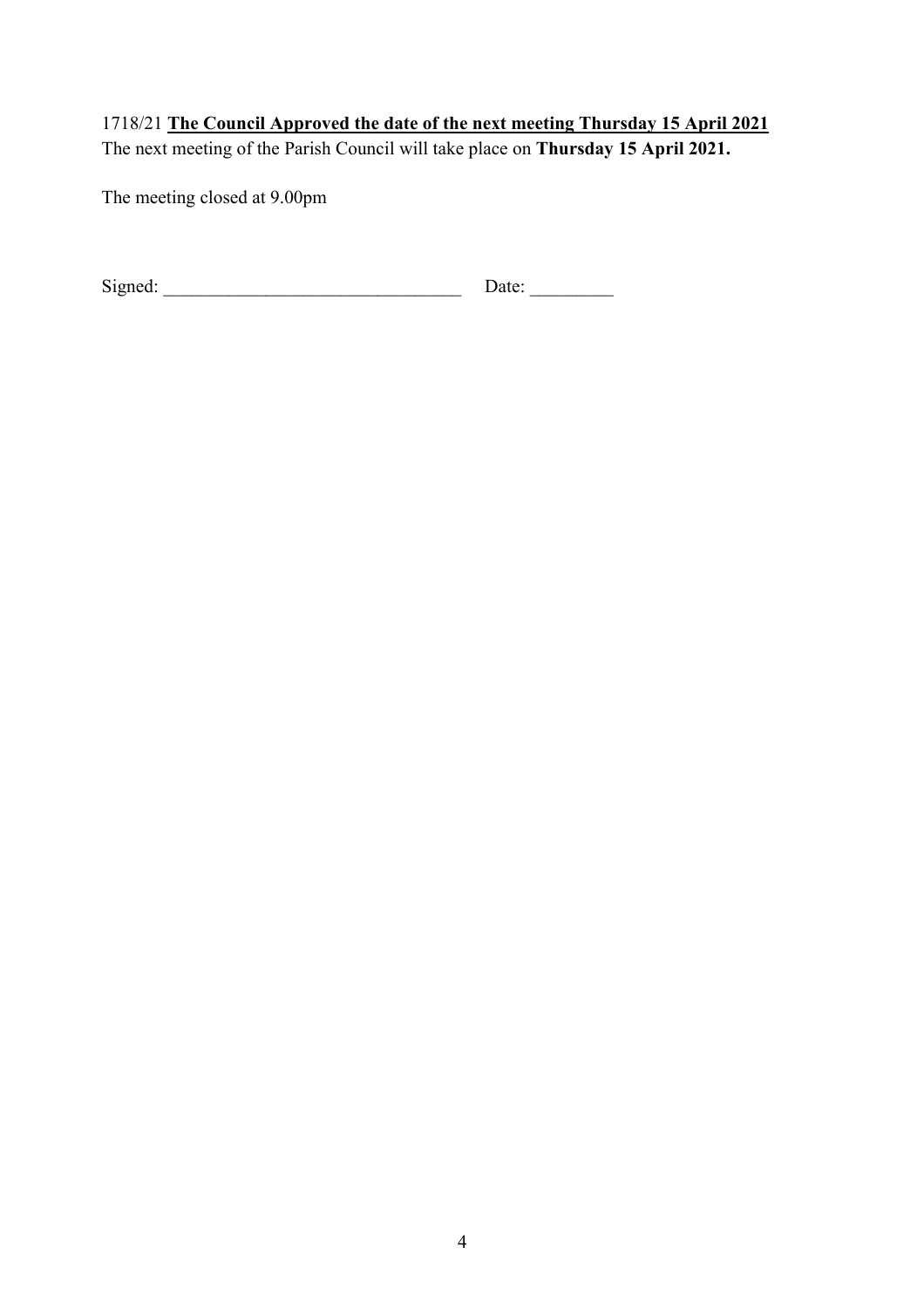1718/21 **<u>The Council Approved the date of the next meeting Thursday 15 April 2021</u>**
The next meeting of the Parish Council will take place on **Thursday 15 April 2021.**

The meeting closed at 9.00pm

Signed: ________________________________ Date: _________